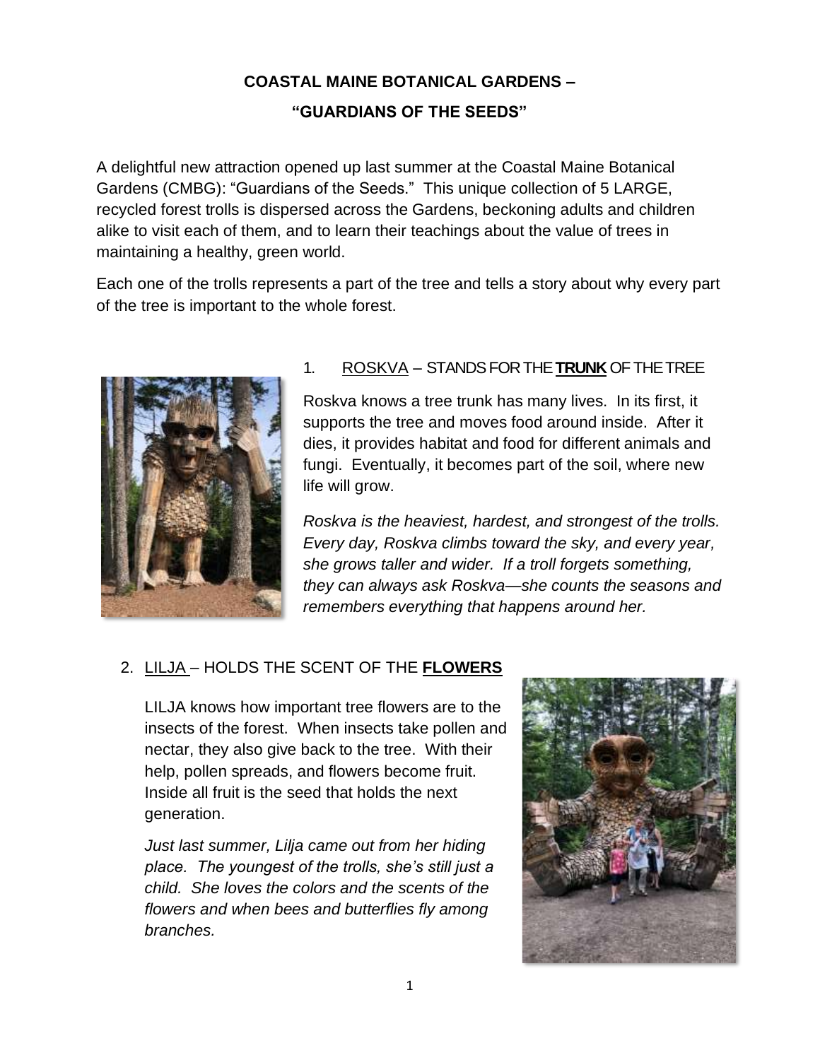# COASTAL MAINE BOTANICAL GARDENS –

## "GUARDIANS OF THE SEEDS"

A delightful new attraction opened up last summer at the Coastal Maine Botanical Gardens (CMBG): "Guardians of the Seeds." This unique collection of 5 LARGE, recycled forest trolls is dispersed across the Gardens, beckoning adults and children alike to visit each of them, and to learn their teachings about the value of trees in maintaining a healthy, green world.

Each one of the trolls represents a part of the tree and tells a story about why every part of the tree is important to the whole forest.

1. ROSKVA – STANDS FOR THE **TRUNK** OF THE TREE

   Roskva knows a tree trunk has many lives. In its first, it supports the tree and moves food around inside. After it dies, it provides habitat and food for different animals and fungi. Eventually, it becomes part of the soil, where new life will grow.

   *Roskva is the heaviest, hardest, and strongest of the trolls. Every day, Roskva climbs toward the sky, and every year, she grows taller and wider. If a troll forgets something, they can always ask Roskva—she counts the seasons and remembers everything that happens around her.*

2. LILJA – HOLDS THE SCENT OF THE **FLOWERS**

   LILJA knows how important tree flowers are to the insects of the forest. When insects take pollen and nectar, they also give back to the tree. With their help, pollen spreads, and flowers become fruit. Inside all fruit is the seed that holds the next generation.

   *Just last summer, Lilja came out from her hiding place. The youngest of the trolls, she's still just a child. She loves the colors and the scents of the flowers and when bees and butterflies fly among branches.*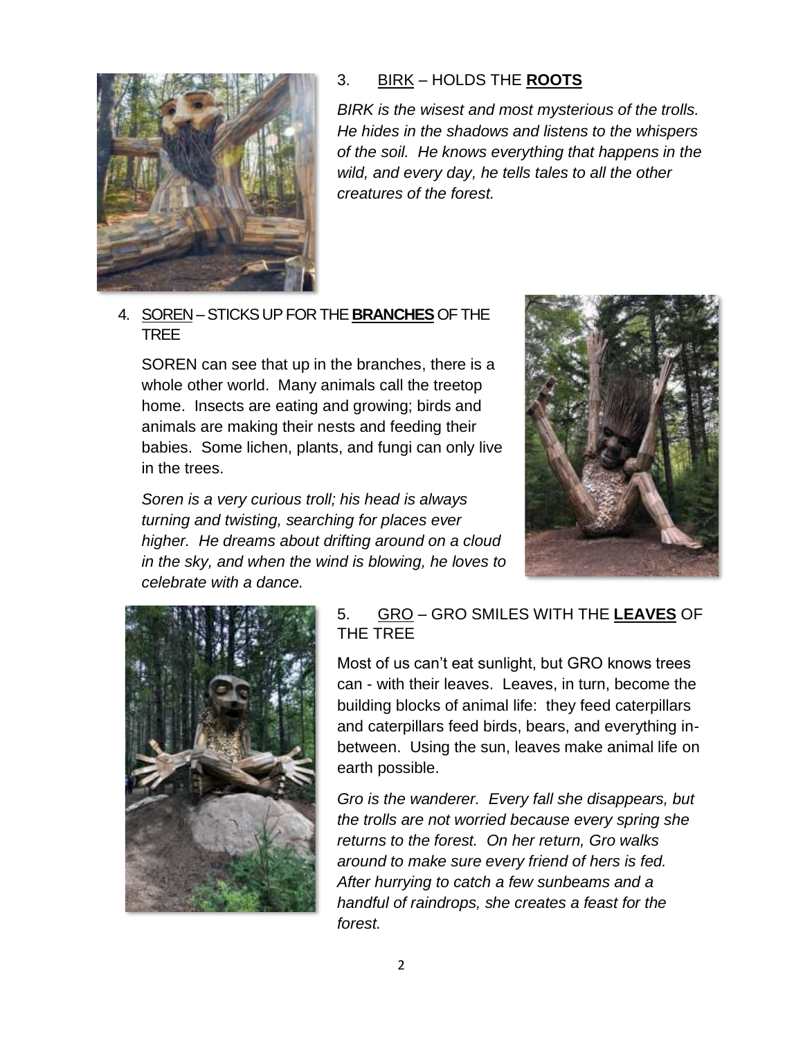3. <u>BIRK</u> – HOLDS THE **<u>ROOTS</u>**

*BIRK is the wisest and most mysterious of the trolls. He hides in the shadows and listens to the whispers of the soil. He knows everything that happens in the wild, and every day, he tells tales to all the other creatures of the forest.*

4. <u>SOREN</u> – STICKS UP FOR THE **<u>BRANCHES</u>** OF THE TREE

SOREN can see that up in the branches, there is a whole other world. Many animals call the treetop home. Insects are eating and growing; birds and animals are making their nests and feeding their babies. Some lichen, plants, and fungi can only live in the trees.

*Soren is a very curious troll; his head is always turning and twisting, searching for places ever higher. He dreams about drifting around on a cloud in the sky, and when the wind is blowing, he loves to celebrate with a dance.*

5. <u>GRO</u> – GRO SMILES WITH THE **<u>LEAVES</u>** OF THE TREE

Most of us can't eat sunlight, but GRO knows trees can - with their leaves. Leaves, in turn, become the building blocks of animal life: they feed caterpillars and caterpillars feed birds, bears, and everything in-between. Using the sun, leaves make animal life on earth possible.

*Gro is the wanderer. Every fall she disappears, but the trolls are not worried because every spring she returns to the forest. On her return, Gro walks around to make sure every friend of hers is fed. After hurrying to catch a few sunbeams and a handful of raindrops, she creates a feast for the forest.*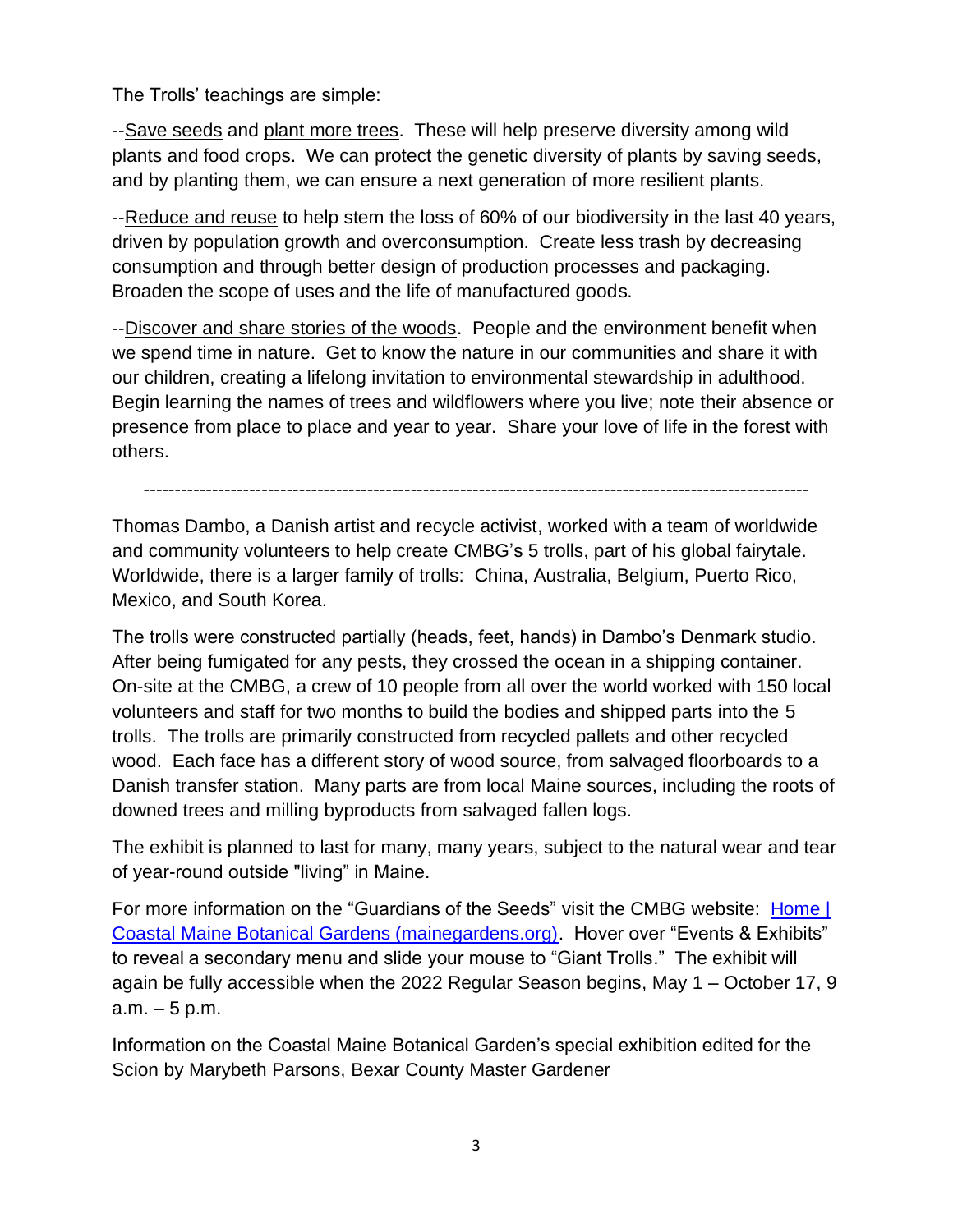The Trolls' teachings are simple:

--<u>Save seeds</u> and <u>plant more trees</u>. These will help preserve diversity among wild plants and food crops. We can protect the genetic diversity of plants by saving seeds, and by planting them, we can ensure a next generation of more resilient plants.

--<u>Reduce and reuse</u> to help stem the loss of 60% of our biodiversity in the last 40 years, driven by population growth and overconsumption. Create less trash by decreasing consumption and through better design of production processes and packaging. Broaden the scope of uses and the life of manufactured goods.

--<u>Discover and share stories of the woods</u>. People and the environment benefit when we spend time in nature. Get to know the nature in our communities and share it with our children, creating a lifelong invitation to environmental stewardship in adulthood. Begin learning the names of trees and wildflowers where you live; note their absence or presence from place to place and year to year. Share your love of life in the forest with others.

---

Thomas Dambo, a Danish artist and recycle activist, worked with a team of worldwide and community volunteers to help create CMBG's 5 trolls, part of his global fairytale. Worldwide, there is a larger family of trolls: China, Australia, Belgium, Puerto Rico, Mexico, and South Korea.

The trolls were constructed partially (heads, feet, hands) in Dambo's Denmark studio. After being fumigated for any pests, they crossed the ocean in a shipping container. On-site at the CMBG, a crew of 10 people from all over the world worked with 150 local volunteers and staff for two months to build the bodies and shipped parts into the 5 trolls. The trolls are primarily constructed from recycled pallets and other recycled wood. Each face has a different story of wood source, from salvaged floorboards to a Danish transfer station. Many parts are from local Maine sources, including the roots of downed trees and milling byproducts from salvaged fallen logs.

The exhibit is planned to last for many, many years, subject to the natural wear and tear of year-round outside "living" in Maine.

For more information on the "Guardians of the Seeds" visit the CMBG website: [Home | Coastal Maine Botanical Gardens (mainegardens.org)](https://mainegardens.org). Hover over "Events & Exhibits" to reveal a secondary menu and slide your mouse to "Giant Trolls." The exhibit will again be fully accessible when the 2022 Regular Season begins, May 1 – October 17, 9 a.m. – 5 p.m.

Information on the Coastal Maine Botanical Garden's special exhibition edited for the Scion by Marybeth Parsons, Bexar County Master Gardener